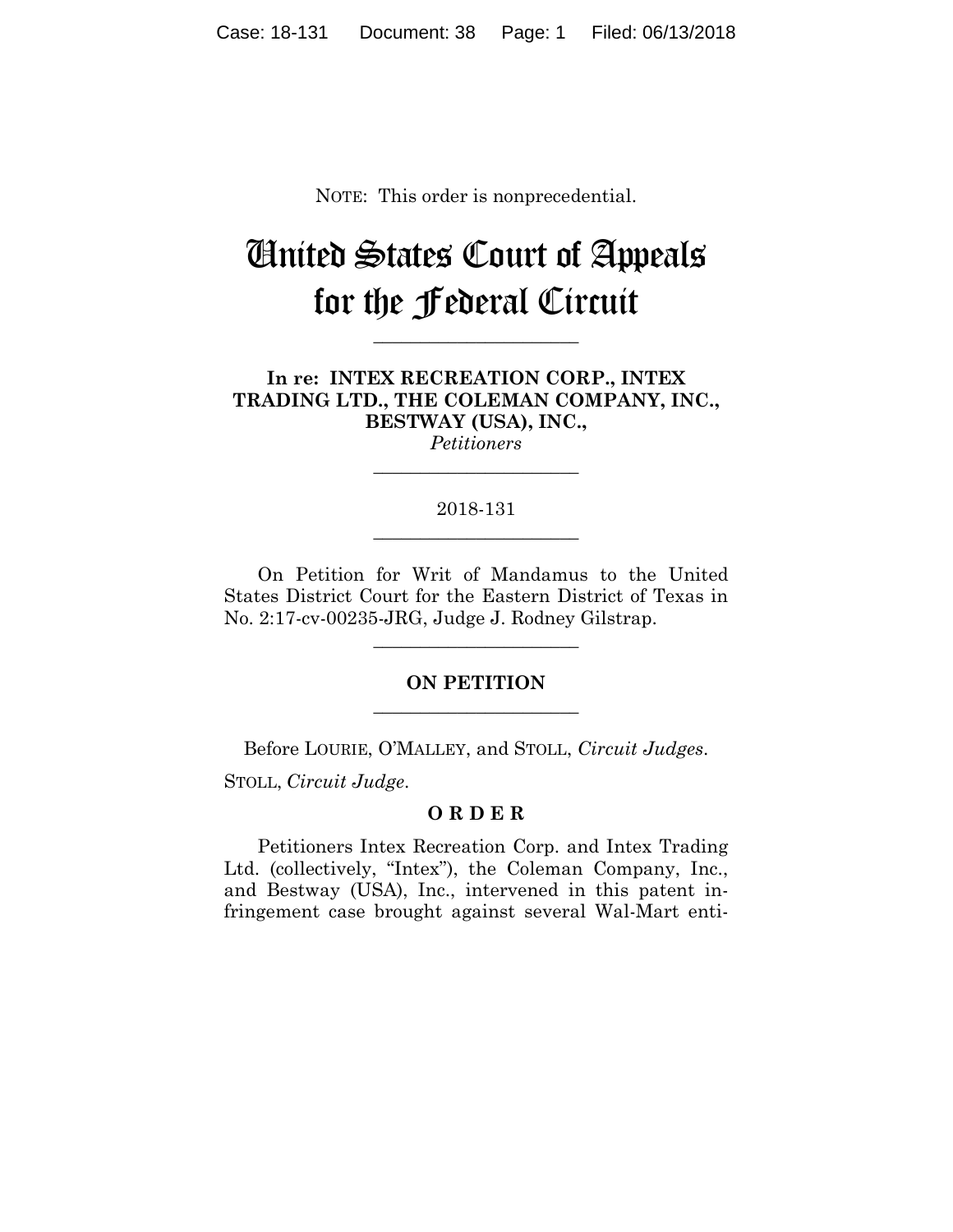NOTE: This order is nonprecedential.

# United States Court of Appeals for the Federal Circuit

---

**In re: INTEX RECREATION CORP., INTEX TRADING LTD., THE COLEMAN COMPANY, INC., BESTWAY (USA), INC.,**
*Petitioners*

---

2018-131

---

On Petition for Writ of Mandamus to the United States District Court for the Eastern District of Texas in No. 2:17-cv-00235-JRG, Judge J. Rodney Gilstrap.

---

**ON PETITION**

---

Before LOURIE, O'MALLEY, and STOLL, *Circuit Judges*.

STOLL, *Circuit Judge*.

**O R D E R**

Petitioners Intex Recreation Corp. and Intex Trading Ltd. (collectively, "Intex"), the Coleman Company, Inc., and Bestway (USA), Inc., intervened in this patent infringement case brought against several Wal-Mart enti-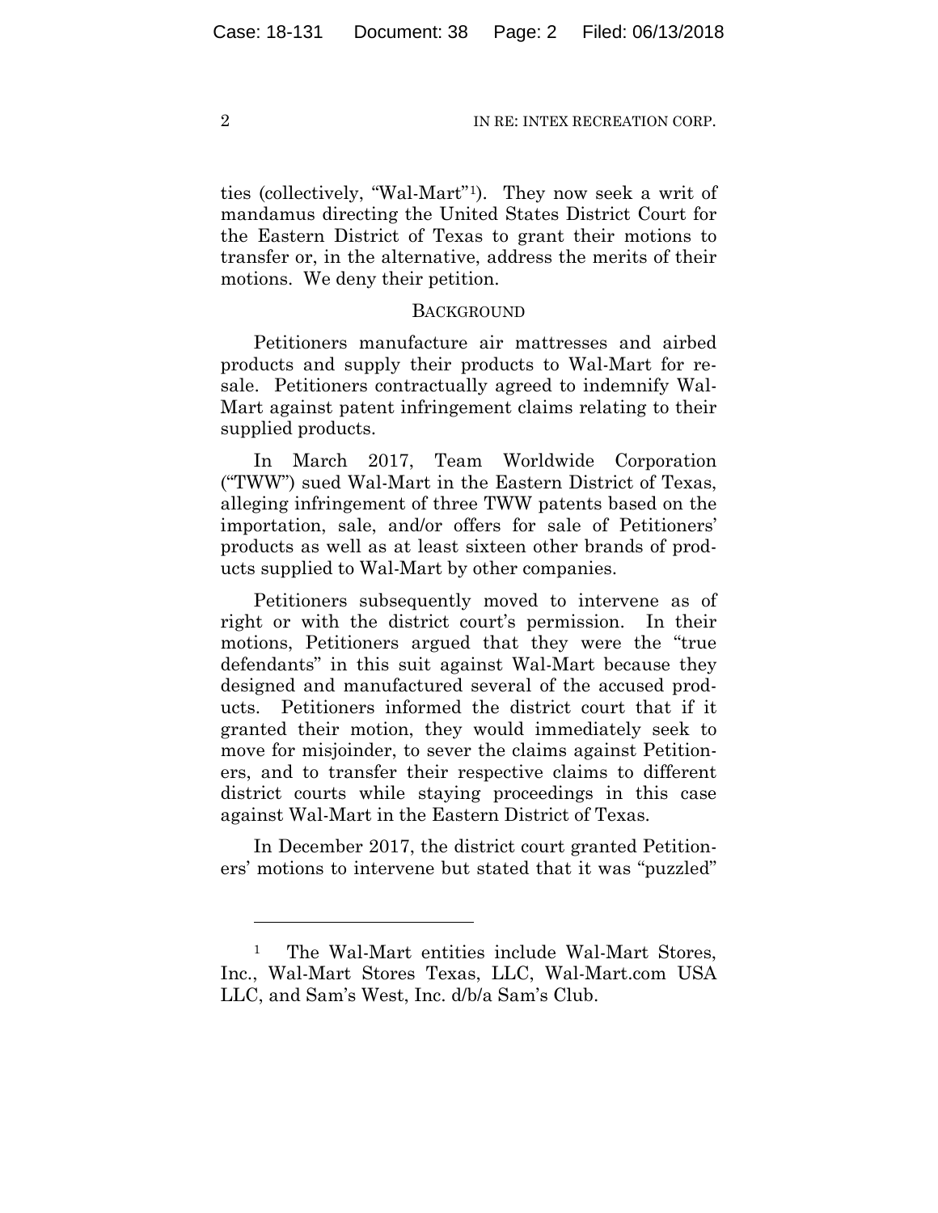ties (collectively, "Wal-Mart"[1]). They now seek a writ of mandamus directing the United States District Court for the Eastern District of Texas to grant their motions to transfer or, in the alternative, address the merits of their motions. We deny their petition.

## BACKGROUND

Petitioners manufacture air mattresses and airbed products and supply their products to Wal-Mart for resale. Petitioners contractually agreed to indemnify Wal-Mart against patent infringement claims relating to their supplied products.

In March 2017, Team Worldwide Corporation ("TWW") sued Wal-Mart in the Eastern District of Texas, alleging infringement of three TWW patents based on the importation, sale, and/or offers for sale of Petitioners' products as well as at least sixteen other brands of products supplied to Wal-Mart by other companies.

Petitioners subsequently moved to intervene as of right or with the district court's permission. In their motions, Petitioners argued that they were the "true defendants" in this suit against Wal-Mart because they designed and manufactured several of the accused products. Petitioners informed the district court that if it granted their motion, they would immediately seek to move for misjoinder, to sever the claims against Petitioners, and to transfer their respective claims to different district courts while staying proceedings in this case against Wal-Mart in the Eastern District of Texas.

In December 2017, the district court granted Petitioners' motions to intervene but stated that it was "puzzled"

---

[1] The Wal-Mart entities include Wal-Mart Stores, Inc., Wal-Mart Stores Texas, LLC, Wal-Mart.com USA LLC, and Sam's West, Inc. d/b/a Sam's Club.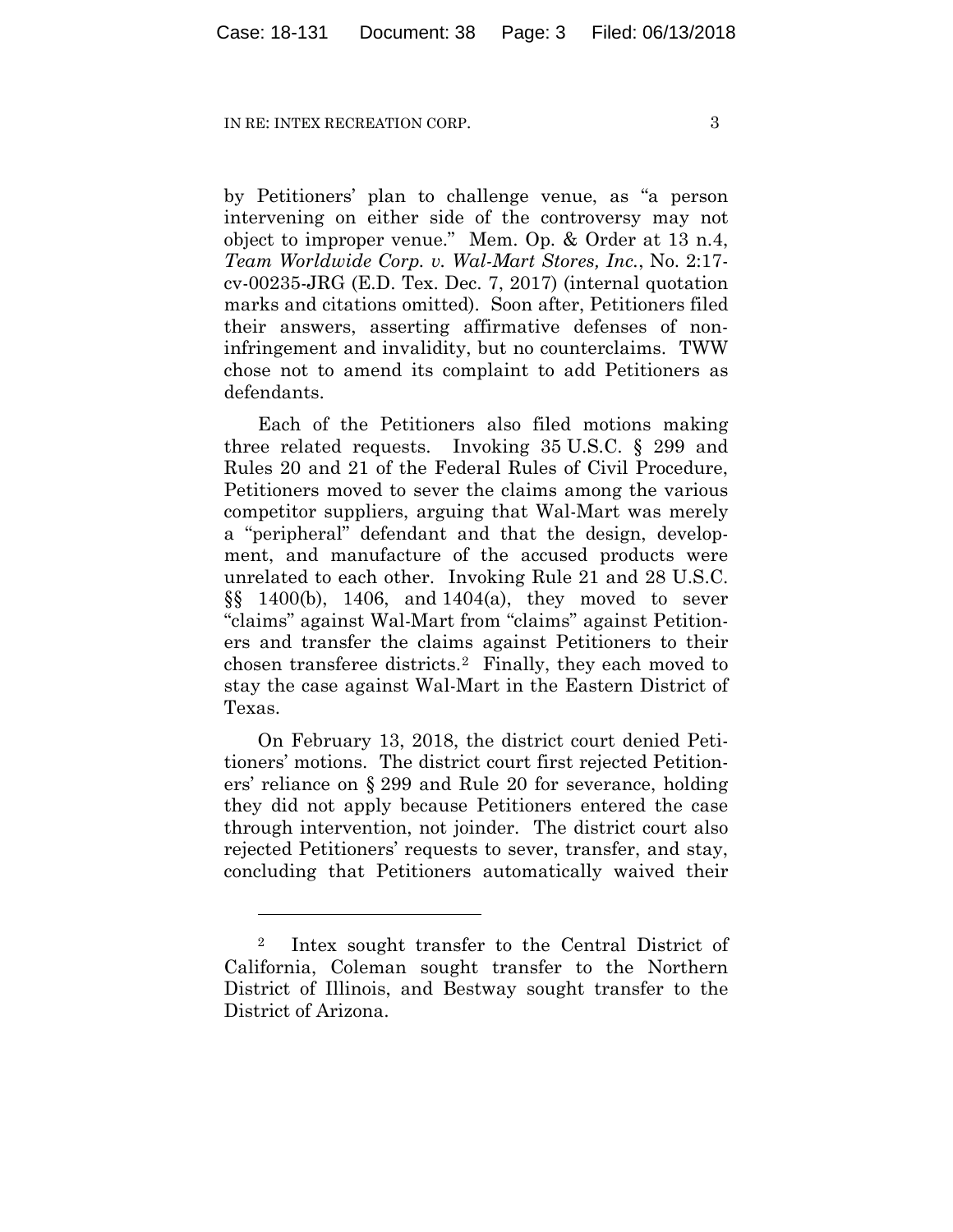by Petitioners' plan to challenge venue, as "a person intervening on either side of the controversy may not object to improper venue." Mem. Op. & Order at 13 n.4, *Team Worldwide Corp. v. Wal-Mart Stores, Inc.*, No. 2:17-cv-00235-JRG (E.D. Tex. Dec. 7, 2017) (internal quotation marks and citations omitted). Soon after, Petitioners filed their answers, asserting affirmative defenses of non-infringement and invalidity, but no counterclaims. TWW chose not to amend its complaint to add Petitioners as defendants.

Each of the Petitioners also filed motions making three related requests. Invoking 35 U.S.C. § 299 and Rules 20 and 21 of the Federal Rules of Civil Procedure, Petitioners moved to sever the claims among the various competitor suppliers, arguing that Wal-Mart was merely a "peripheral" defendant and that the design, development, and manufacture of the accused products were unrelated to each other. Invoking Rule 21 and 28 U.S.C. §§ 1400(b), 1406, and 1404(a), they moved to sever "claims" against Wal-Mart from "claims" against Petitioners and transfer the claims against Petitioners to their chosen transferee districts.[2] Finally, they each moved to stay the case against Wal-Mart in the Eastern District of Texas.

On February 13, 2018, the district court denied Petitioners' motions. The district court first rejected Petitioners' reliance on § 299 and Rule 20 for severance, holding they did not apply because Petitioners entered the case through intervention, not joinder. The district court also rejected Petitioners' requests to sever, transfer, and stay, concluding that Petitioners automatically waived their

---

[2] Intex sought transfer to the Central District of California, Coleman sought transfer to the Northern District of Illinois, and Bestway sought transfer to the District of Arizona.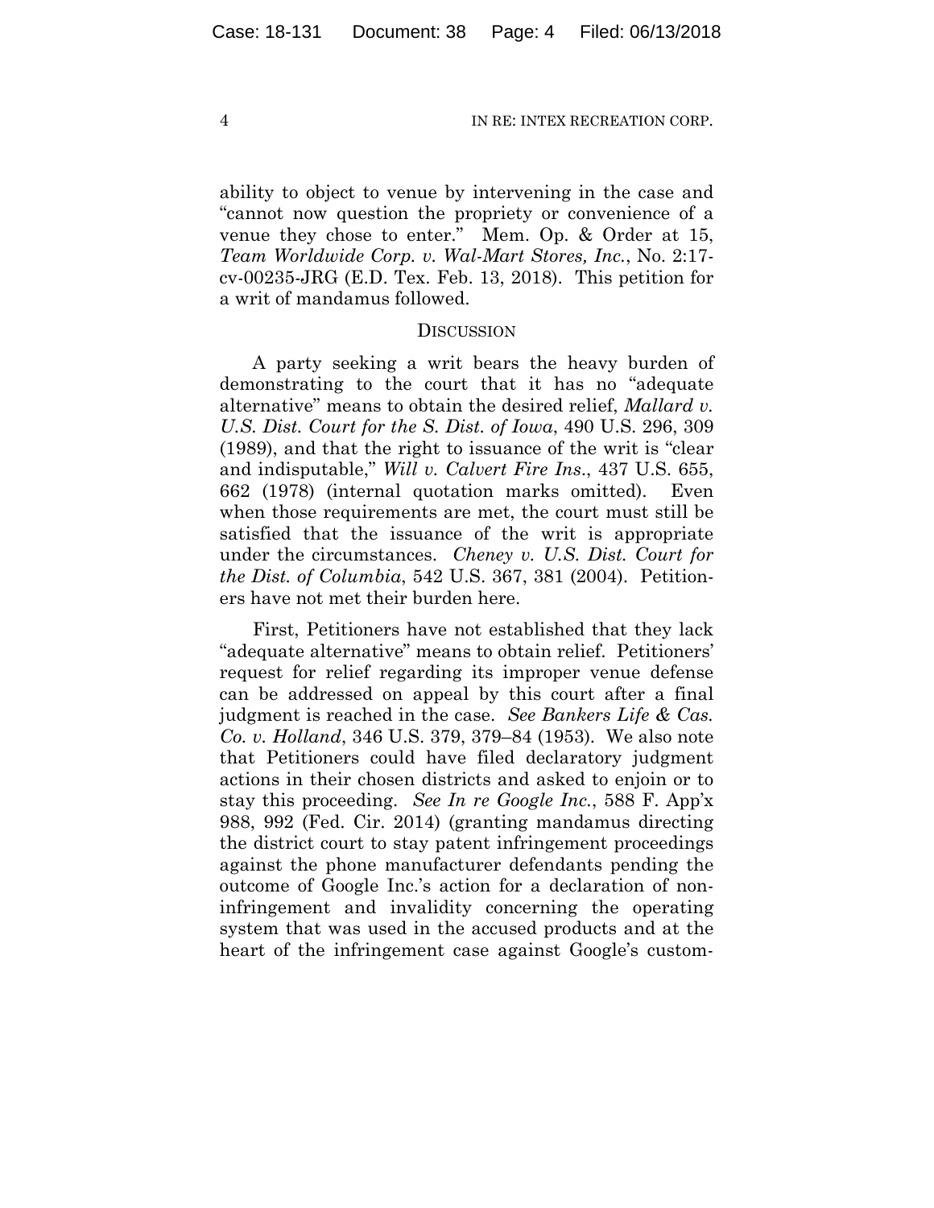ability to object to venue by intervening in the case and "cannot now question the propriety or convenience of a venue they chose to enter." Mem. Op. & Order at 15, *Team Worldwide Corp. v. Wal-Mart Stores, Inc.*, No. 2:17-cv-00235-JRG (E.D. Tex. Feb. 13, 2018). This petition for a writ of mandamus followed.

## DISCUSSION

A party seeking a writ bears the heavy burden of demonstrating to the court that it has no "adequate alternative" means to obtain the desired relief, *Mallard v. U.S. Dist. Court for the S. Dist. of Iowa*, 490 U.S. 296, 309 (1989), and that the right to issuance of the writ is "clear and indisputable," *Will v. Calvert Fire Ins.*, 437 U.S. 655, 662 (1978) (internal quotation marks omitted). Even when those requirements are met, the court must still be satisfied that the issuance of the writ is appropriate under the circumstances. *Cheney v. U.S. Dist. Court for the Dist. of Columbia*, 542 U.S. 367, 381 (2004). Petitioners have not met their burden here.

First, Petitioners have not established that they lack "adequate alternative" means to obtain relief. Petitioners' request for relief regarding its improper venue defense can be addressed on appeal by this court after a final judgment is reached in the case. *See Bankers Life & Cas. Co. v. Holland*, 346 U.S. 379, 379–84 (1953). We also note that Petitioners could have filed declaratory judgment actions in their chosen districts and asked to enjoin or to stay this proceeding. *See In re Google Inc.*, 588 F. App'x 988, 992 (Fed. Cir. 2014) (granting mandamus directing the district court to stay patent infringement proceedings against the phone manufacturer defendants pending the outcome of Google Inc.'s action for a declaration of non-infringement and invalidity concerning the operating system that was used in the accused products and at the heart of the infringement case against Google's custom-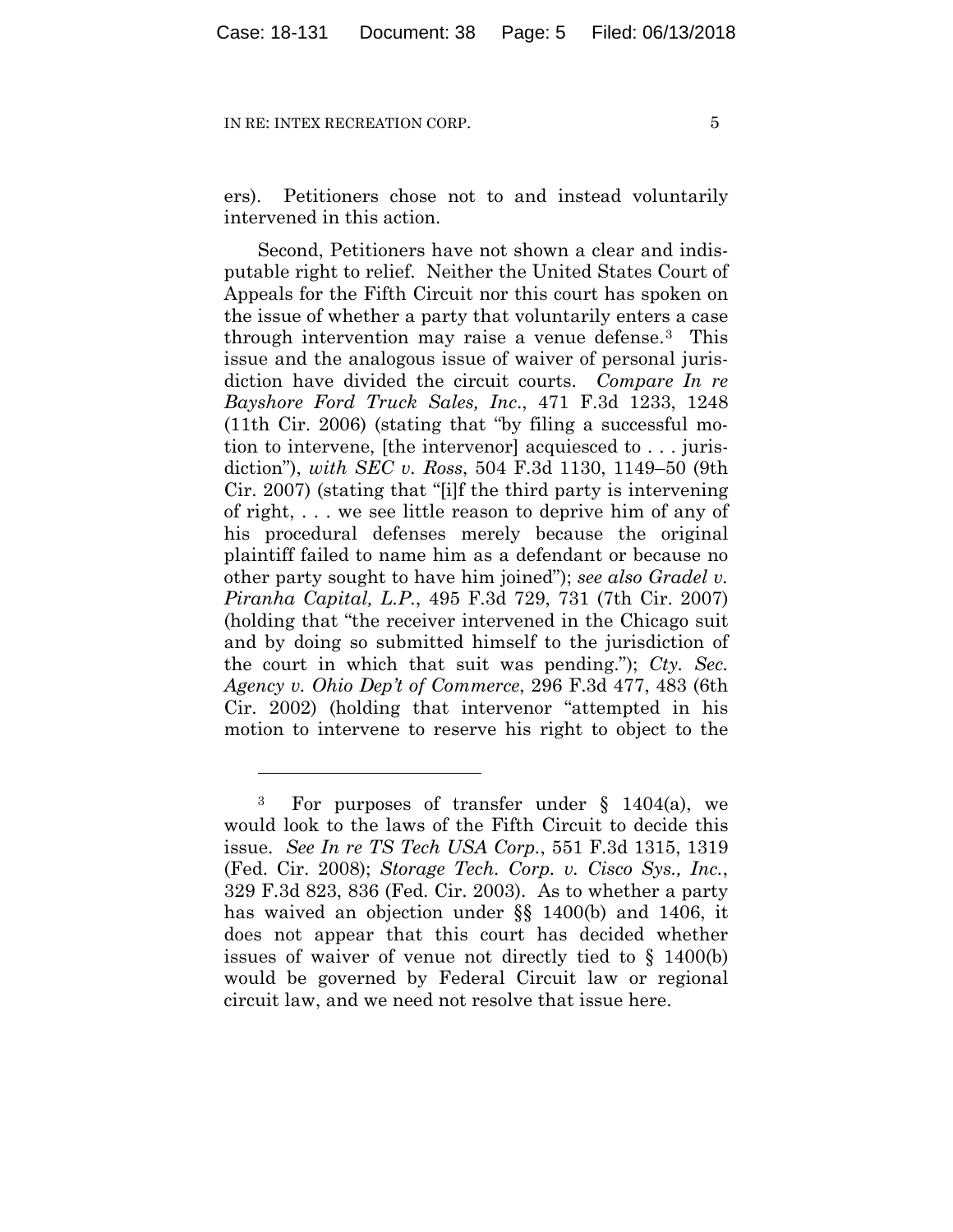ers). Petitioners chose not to and instead voluntarily intervened in this action.

Second, Petitioners have not shown a clear and indisputable right to relief. Neither the United States Court of Appeals for the Fifth Circuit nor this court has spoken on the issue of whether a party that voluntarily enters a case through intervention may raise a venue defense.[3] This issue and the analogous issue of waiver of personal jurisdiction have divided the circuit courts. *Compare In re Bayshore Ford Truck Sales, Inc.*, 471 F.3d 1233, 1248 (11th Cir. 2006) (stating that "by filing a successful motion to intervene, [the intervenor] acquiesced to . . . jurisdiction"), *with SEC v. Ross*, 504 F.3d 1130, 1149–50 (9th Cir. 2007) (stating that "[i]f the third party is intervening of right, . . . we see little reason to deprive him of any of his procedural defenses merely because the original plaintiff failed to name him as a defendant or because no other party sought to have him joined"); *see also Gradel v. Piranha Capital, L.P.*, 495 F.3d 729, 731 (7th Cir. 2007) (holding that "the receiver intervened in the Chicago suit and by doing so submitted himself to the jurisdiction of the court in which that suit was pending."); *Cty. Sec. Agency v. Ohio Dep't of Commerce*, 296 F.3d 477, 483 (6th Cir. 2002) (holding that intervenor "attempted in his motion to intervene to reserve his right to object to the

---

[3] For purposes of transfer under § 1404(a), we would look to the laws of the Fifth Circuit to decide this issue. *See In re TS Tech USA Corp.*, 551 F.3d 1315, 1319 (Fed. Cir. 2008); *Storage Tech. Corp. v. Cisco Sys., Inc.*, 329 F.3d 823, 836 (Fed. Cir. 2003). As to whether a party has waived an objection under §§ 1400(b) and 1406, it does not appear that this court has decided whether issues of waiver of venue not directly tied to § 1400(b) would be governed by Federal Circuit law or regional circuit law, and we need not resolve that issue here.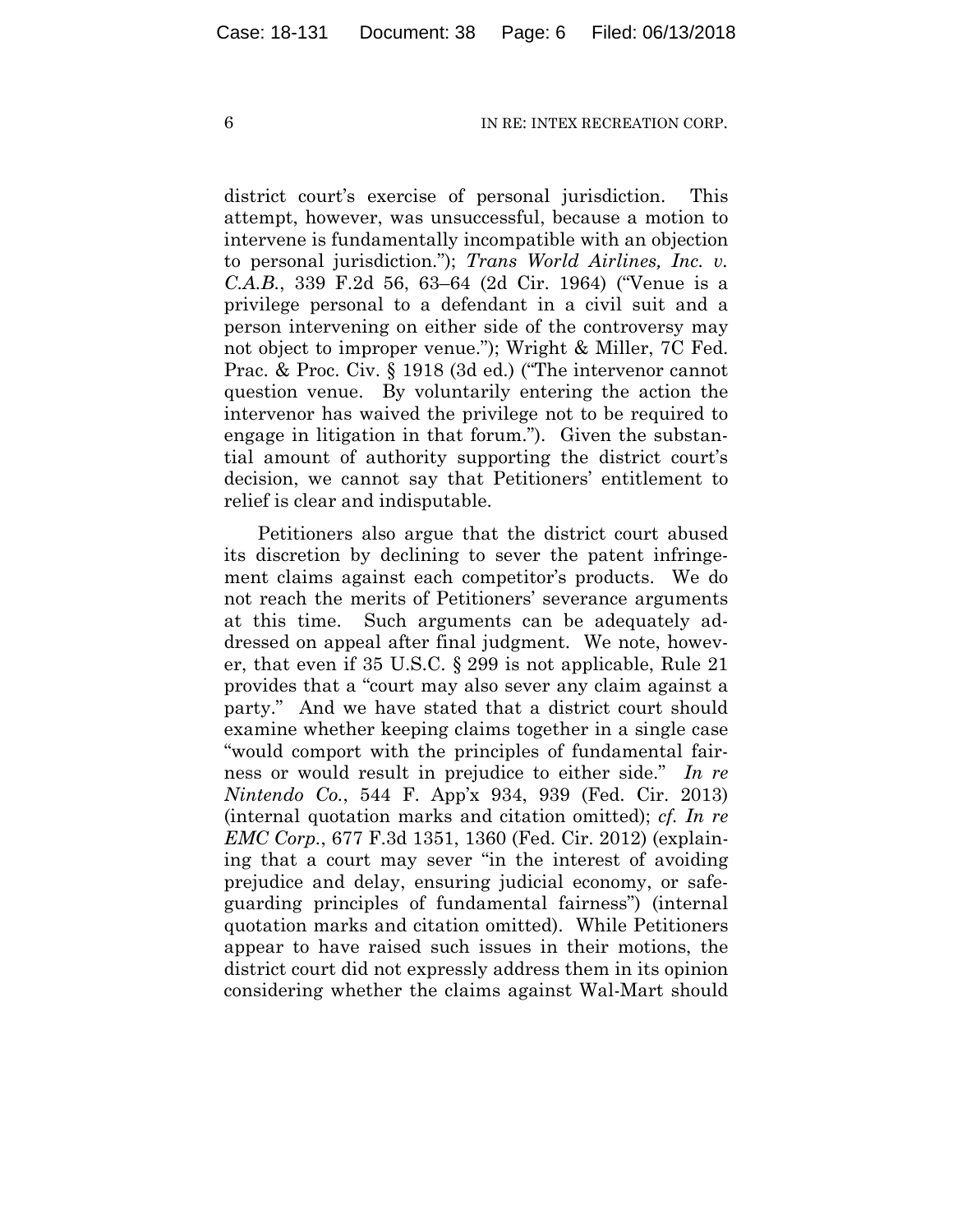district court's exercise of personal jurisdiction. This attempt, however, was unsuccessful, because a motion to intervene is fundamentally incompatible with an objection to personal jurisdiction."); *Trans World Airlines, Inc. v. C.A.B.*, 339 F.2d 56, 63–64 (2d Cir. 1964) ("Venue is a privilege personal to a defendant in a civil suit and a person intervening on either side of the controversy may not object to improper venue."); Wright & Miller, 7C Fed. Prac. & Proc. Civ. § 1918 (3d ed.) ("The intervenor cannot question venue. By voluntarily entering the action the intervenor has waived the privilege not to be required to engage in litigation in that forum."). Given the substantial amount of authority supporting the district court's decision, we cannot say that Petitioners' entitlement to relief is clear and indisputable.

Petitioners also argue that the district court abused its discretion by declining to sever the patent infringement claims against each competitor's products. We do not reach the merits of Petitioners' severance arguments at this time. Such arguments can be adequately addressed on appeal after final judgment. We note, however, that even if 35 U.S.C. § 299 is not applicable, Rule 21 provides that a "court may also sever any claim against a party." And we have stated that a district court should examine whether keeping claims together in a single case "would comport with the principles of fundamental fairness or would result in prejudice to either side." *In re Nintendo Co.*, 544 F. App'x 934, 939 (Fed. Cir. 2013) (internal quotation marks and citation omitted); *cf. In re EMC Corp.*, 677 F.3d 1351, 1360 (Fed. Cir. 2012) (explaining that a court may sever "in the interest of avoiding prejudice and delay, ensuring judicial economy, or safeguarding principles of fundamental fairness") (internal quotation marks and citation omitted). While Petitioners appear to have raised such issues in their motions, the district court did not expressly address them in its opinion considering whether the claims against Wal-Mart should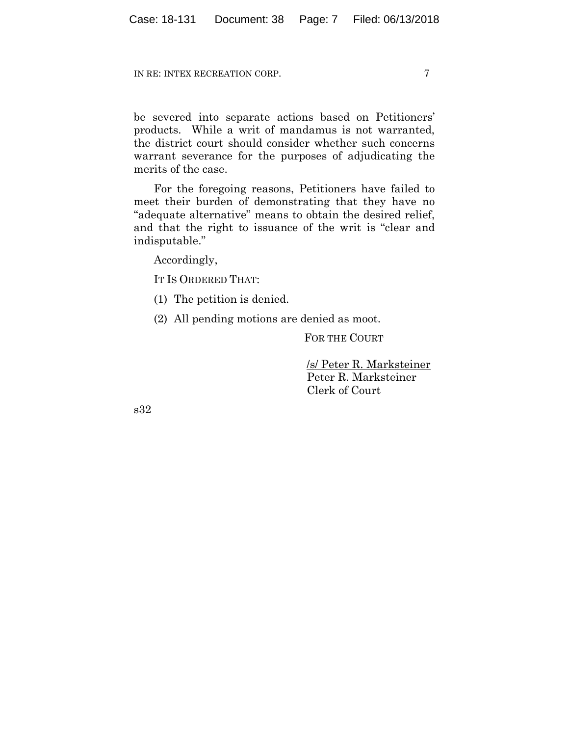be severed into separate actions based on Petitioners' products. While a writ of mandamus is not warranted, the district court should consider whether such concerns warrant severance for the purposes of adjudicating the merits of the case.

For the foregoing reasons, Petitioners have failed to meet their burden of demonstrating that they have no "adequate alternative" means to obtain the desired relief, and that the right to issuance of the writ is "clear and indisputable."

Accordingly,

IT IS ORDERED THAT:

(1) The petition is denied.

(2) All pending motions are denied as moot.

FOR THE COURT

/s/ Peter R. Marksteiner
Peter R. Marksteiner
Clerk of Court

s32